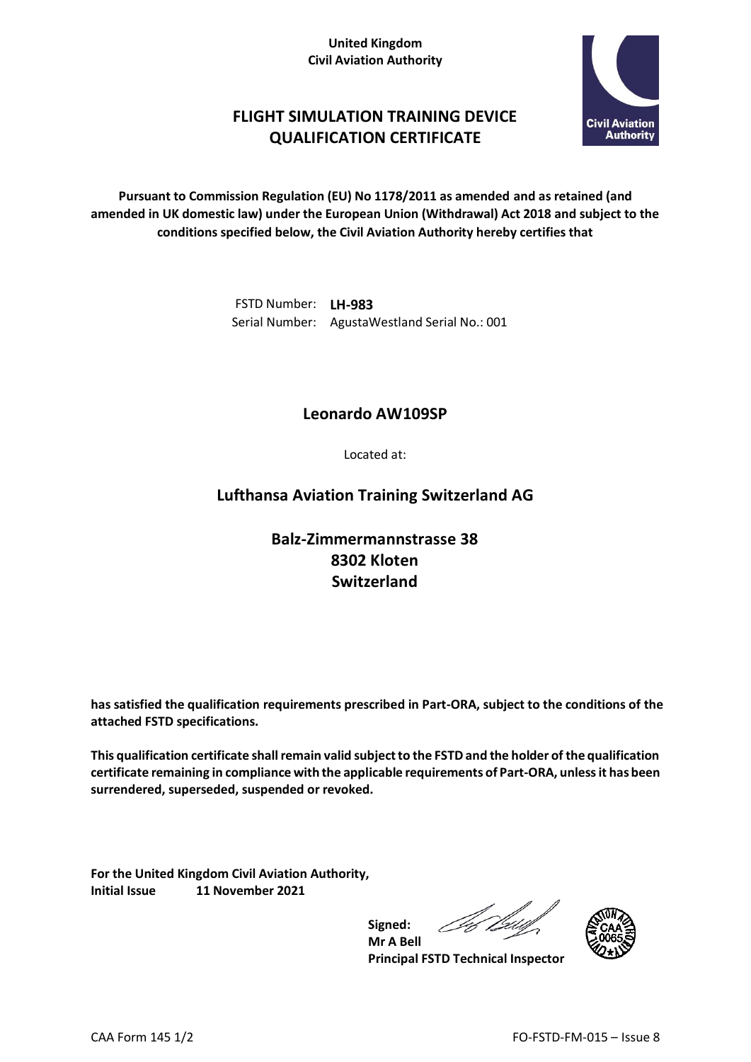**United Kingdom**
**Civil Aviation Authority**

# FLIGHT SIMULATION TRAINING DEVICE QUALIFICATION CERTIFICATE

**Pursuant to Commission Regulation (EU) No 1178/2011 as amended and as retained (and amended in UK domestic law) under the European Union (Withdrawal) Act 2018 and subject to the conditions specified below, the Civil Aviation Authority hereby certifies that**

FSTD Number: **LH-983**
Serial Number: AgustaWestland Serial No.: 001

## Leonardo AW109SP

Located at:

## Lufthansa Aviation Training Switzerland AG

**Balz-Zimmermannstrasse 38**
**8302 Kloten**
**Switzerland**

**has satisfied the qualification requirements prescribed in Part-ORA, subject to the conditions of the attached FSTD specifications.**

**This qualification certificate shall remain valid subject to the FSTD and the holder of the qualification certificate remaining in compliance with the applicable requirements of Part-ORA, unless it has been surrendered, superseded, suspended or revoked.**

**For the United Kingdom Civil Aviation Authority,**
**Initial Issue 11 November 2021**

**Signed:**
**Mr A Bell**
**Principal FSTD Technical Inspector**

CAA Form 145 1/2 FO-FSTD-FM-015 – Issue 8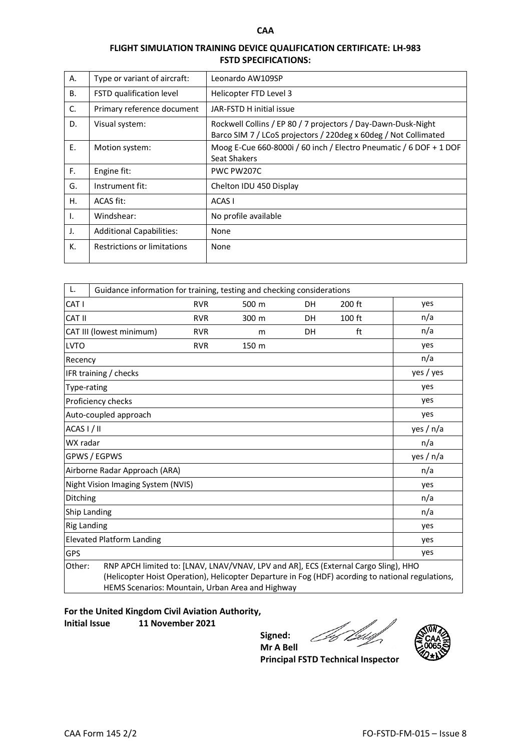CAA

## FLIGHT SIMULATION TRAINING DEVICE QUALIFICATION CERTIFICATE: LH-983
## FSTD SPECIFICATIONS:

| | | |
|---|---|---|
| A. | Type or variant of aircraft: | Leonardo AW109SP |
| B. | FSTD qualification level | Helicopter FTD Level 3 |
| C. | Primary reference document | JAR-FSTD H initial issue |
| D. | Visual system: | Rockwell Collins / EP 80 / 7 projectors / Day-Dawn-Dusk-Night<br>Barco SIM 7 / LCoS projectors / 220deg x 60deg / Not Collimated |
| E. | Motion system: | Moog E-Cue 660-8000i / 60 inch / Electro Pneumatic / 6 DOF + 1 DOF Seat Shakers |
| F. | Engine fit: | PWC PW207C |
| G. | Instrument fit: | Chelton IDU 450 Display |
| H. | ACAS fit: | ACAS I |
| I. | Windshear: | No profile available |
| J. | Additional Capabilities: | None |
| K. | Restrictions or limitations | None |

| L. | Guidance information for training, testing and checking considerations | | | | | |
|---|---|---|---|---|---|---|
| CAT I | RVR | 500 m | DH | 200 ft | | yes |
| CAT II | RVR | 300 m | DH | 100 ft | | n/a |
| CAT III (lowest minimum) | RVR | m | DH | ft | | n/a |
| LVTO | RVR | 150 m | | | | yes |
| Recency | | | | | | n/a |
| IFR training / checks | | | | | | yes / yes |
| Type-rating | | | | | | yes |
| Proficiency checks | | | | | | yes |
| Auto-coupled approach | | | | | | yes |
| ACAS I / II | | | | | | yes / n/a |
| WX radar | | | | | | n/a |
| GPWS / EGPWS | | | | | | yes / n/a |
| Airborne Radar Approach (ARA) | | | | | | n/a |
| Night Vision Imaging System (NVIS) | | | | | | yes |
| Ditching | | | | | | n/a |
| Ship Landing | | | | | | n/a |
| Rig Landing | | | | | | yes |
| Elevated Platform Landing | | | | | | yes |
| GPS | | | | | | yes |
| Other: | RNP APCH limited to: [LNAV, LNAV/VNAV, LPV and AR], ECS (External Cargo Sling), HHO (Helicopter Hoist Operation), Helicopter Departure in Fog (HDF) acording to national regulations, HEMS Scenarios: Mountain, Urban Area and Highway | | | | | |

**For the United Kingdom Civil Aviation Authority,**
**Initial Issue 11 November 2021**

**Signed:**
**Mr A Bell**
**Principal FSTD Technical Inspector**

CAA Form 145 2/2

FO-FSTD-FM-015 – Issue 8